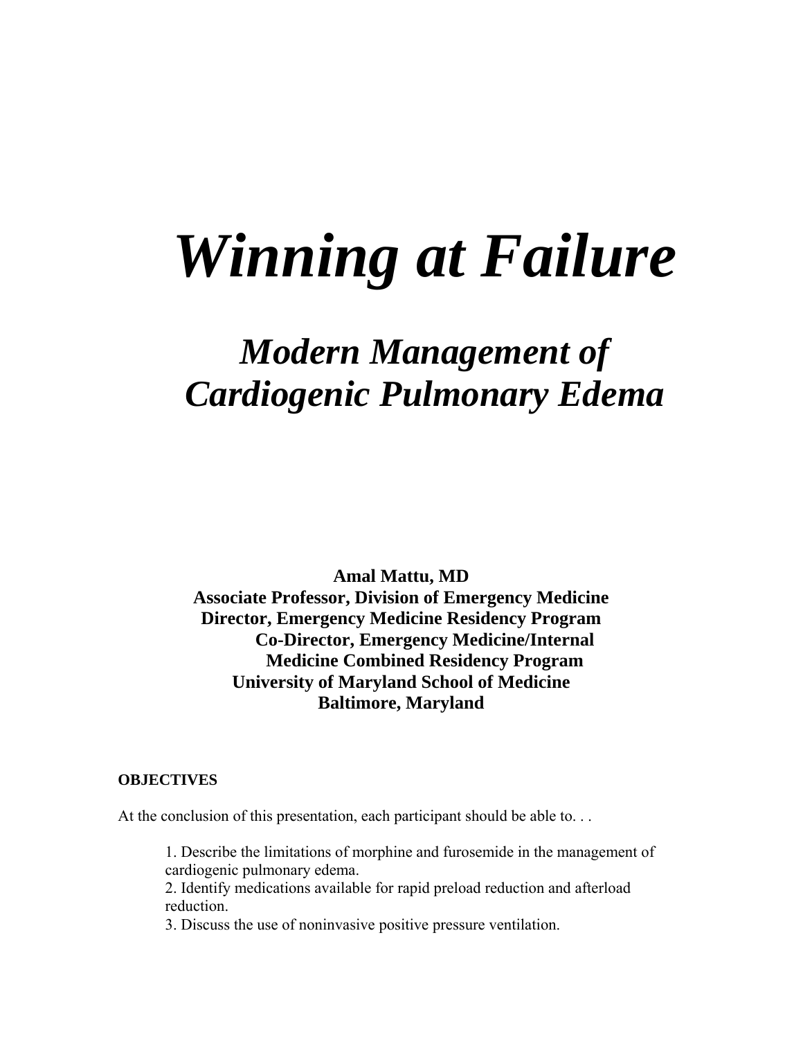# *Winning at Failure*

## *Modern Management of Cardiogenic Pulmonary Edema*

**Amal Mattu, MD**
**Associate Professor, Division of Emergency Medicine**
**Director, Emergency Medicine Residency Program**
**Co-Director, Emergency Medicine/Internal Medicine Combined Residency Program**
**University of Maryland School of Medicine**
**Baltimore, Maryland**

**OBJECTIVES**

At the conclusion of this presentation, each participant should be able to. . .

1. Describe the limitations of morphine and furosemide in the management of cardiogenic pulmonary edema.
2. Identify medications available for rapid preload reduction and afterload reduction.
3. Discuss the use of noninvasive positive pressure ventilation.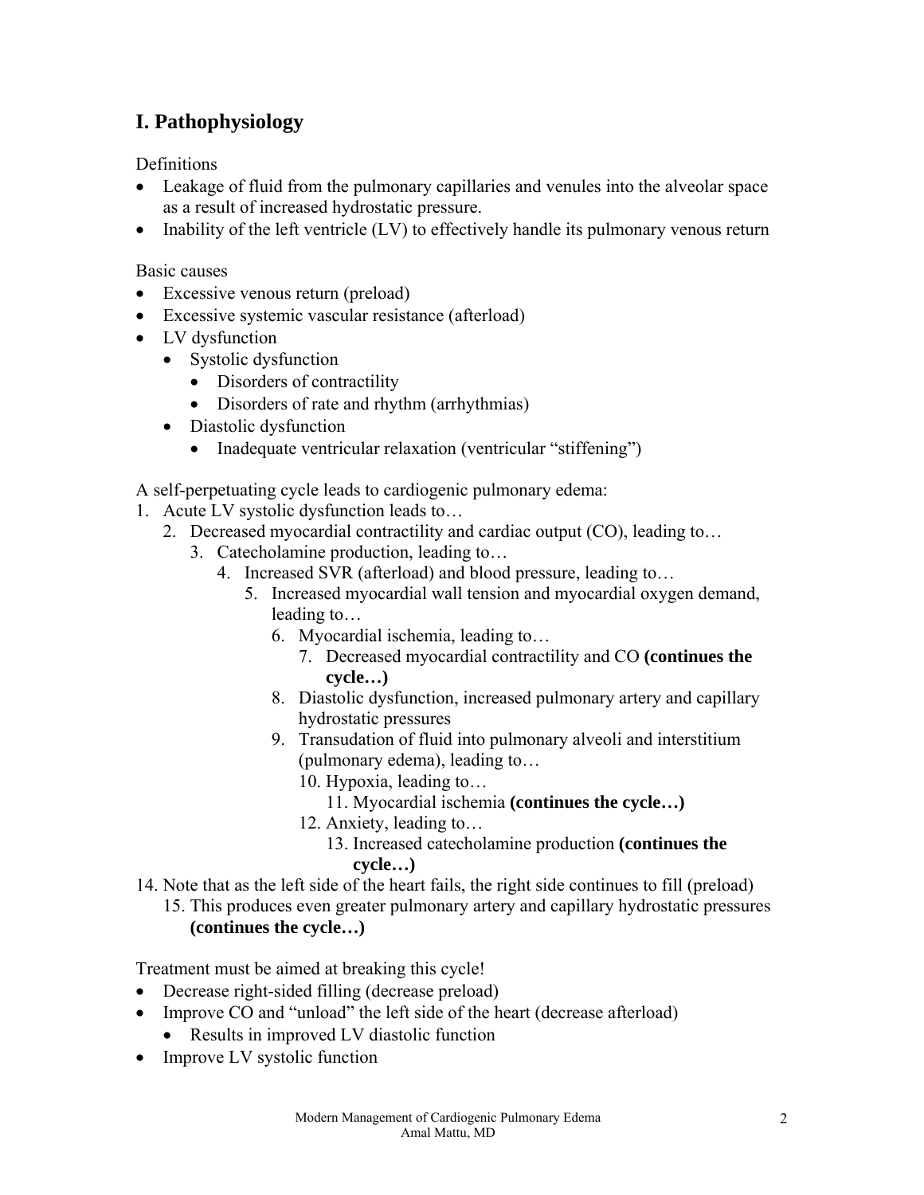## I. Pathophysiology

Definitions

- Leakage of fluid from the pulmonary capillaries and venules into the alveolar space as a result of increased hydrostatic pressure.
- Inability of the left ventricle (LV) to effectively handle its pulmonary venous return

Basic causes

- Excessive venous return (preload)
- Excessive systemic vascular resistance (afterload)
- LV dysfunction
  - Systolic dysfunction
    - Disorders of contractility
    - Disorders of rate and rhythm (arrhythmias)
  - Diastolic dysfunction
    - Inadequate ventricular relaxation (ventricular "stiffening")

A self-perpetuating cycle leads to cardiogenic pulmonary edema:

1. Acute LV systolic dysfunction leads to…
   2. Decreased myocardial contractility and cardiac output (CO), leading to…
      3. Catecholamine production, leading to…
         4. Increased SVR (afterload) and blood pressure, leading to…
            5. Increased myocardial wall tension and myocardial oxygen demand, leading to…
               6. Myocardial ischemia, leading to…
                  7. Decreased myocardial contractility and CO **(continues the cycle…)**
               8. Diastolic dysfunction, increased pulmonary artery and capillary hydrostatic pressures
               9. Transudation of fluid into pulmonary alveoli and interstitium (pulmonary edema), leading to…
                  10. Hypoxia, leading to…
                      11. Myocardial ischemia **(continues the cycle…)**
                  12. Anxiety, leading to…
                      13. Increased catecholamine production **(continues the cycle…)**

14. Note that as the left side of the heart fails, the right side continues to fill (preload)
    15. This produces even greater pulmonary artery and capillary hydrostatic pressures **(continues the cycle…)**

Treatment must be aimed at breaking this cycle!

- Decrease right-sided filling (decrease preload)
- Improve CO and "unload" the left side of the heart (decrease afterload)
  - Results in improved LV diastolic function
- Improve LV systolic function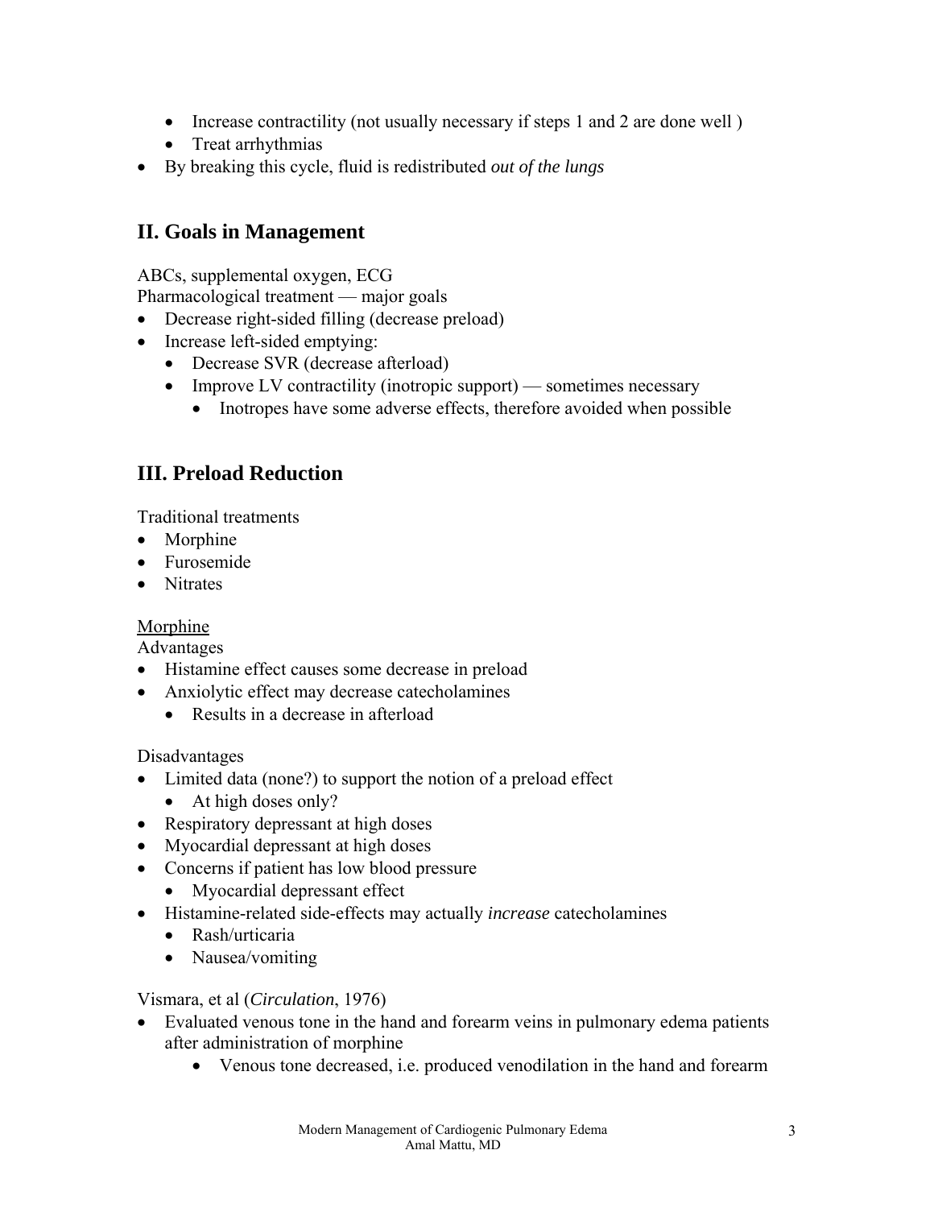- Increase contractility (not usually necessary if steps 1 and 2 are done well )
  - Treat arrhythmias
- By breaking this cycle, fluid is redistributed *out of the lungs*

## II. Goals in Management

ABCs, supplemental oxygen, ECG

Pharmacological treatment — major goals

- Decrease right-sided filling (decrease preload)
- Increase left-sided emptying:
  - Decrease SVR (decrease afterload)
  - Improve LV contractility (inotropic support) — sometimes necessary
    - Inotropes have some adverse effects, therefore avoided when possible

## III. Preload Reduction

Traditional treatments

- Morphine
- Furosemide
- Nitrates

<u>Morphine</u>

Advantages

- Histamine effect causes some decrease in preload
- Anxiolytic effect may decrease catecholamines
  - Results in a decrease in afterload

Disadvantages

- Limited data (none?) to support the notion of a preload effect
  - At high doses only?
- Respiratory depressant at high doses
- Myocardial depressant at high doses
- Concerns if patient has low blood pressure
  - Myocardial depressant effect
- Histamine-related side-effects may actually *increase* catecholamines
  - Rash/urticaria
  - Nausea/vomiting

Vismara, et al (*Circulation*, 1976)

- Evaluated venous tone in the hand and forearm veins in pulmonary edema patients after administration of morphine
  - Venous tone decreased, i.e. produced venodilation in the hand and forearm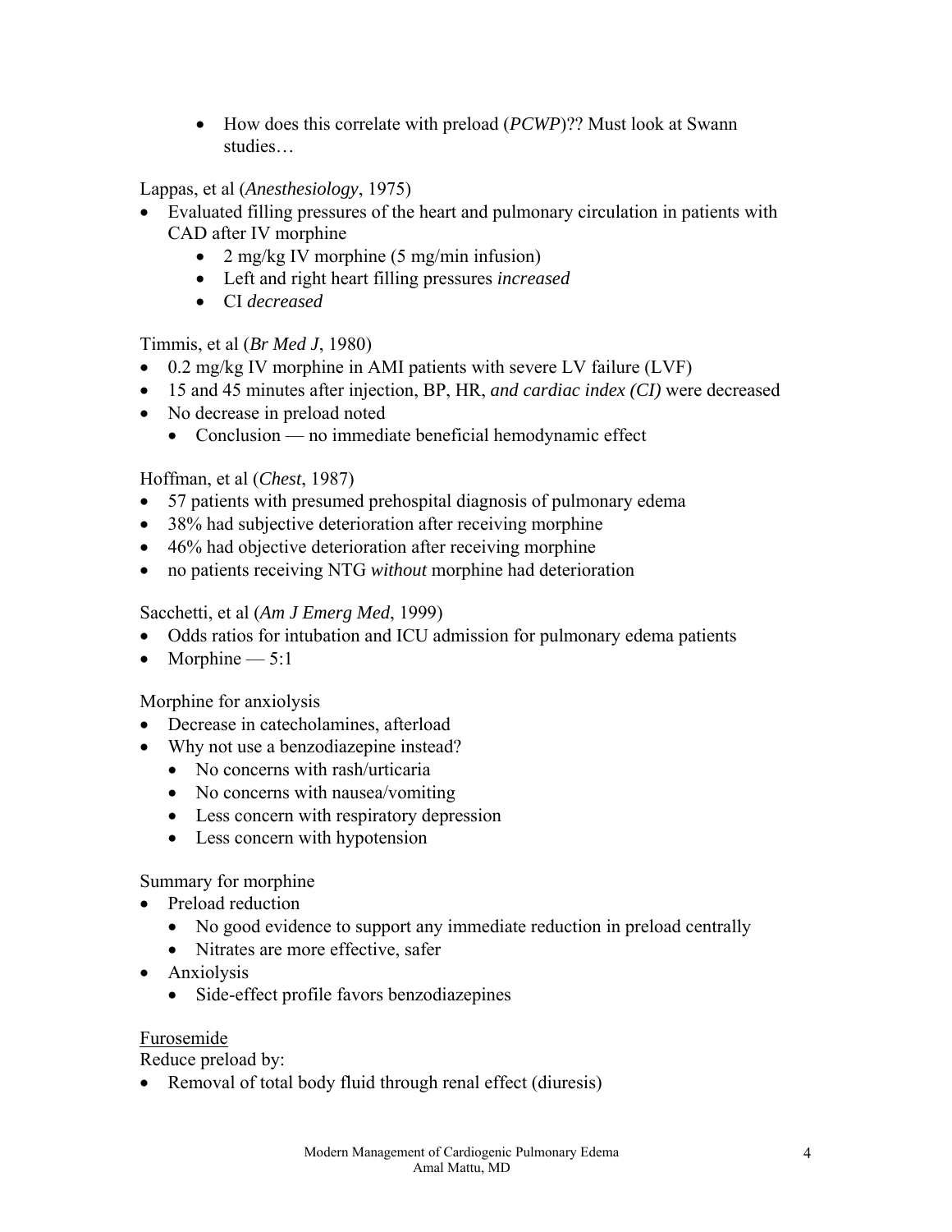- How does this correlate with preload (*PCWP*)?? Must look at Swann studies…

Lappas, et al (*Anesthesiology*, 1975)

- Evaluated filling pressures of the heart and pulmonary circulation in patients with CAD after IV morphine
    - 2 mg/kg IV morphine (5 mg/min infusion)
    - Left and right heart filling pressures *increased*
    - CI *decreased*

Timmis, et al (*Br Med J*, 1980)

- 0.2 mg/kg IV morphine in AMI patients with severe LV failure (LVF)
- 15 and 45 minutes after injection, BP, HR, *and cardiac index (CI)* were decreased
- No decrease in preload noted
    - Conclusion — no immediate beneficial hemodynamic effect

Hoffman, et al (*Chest*, 1987)

- 57 patients with presumed prehospital diagnosis of pulmonary edema
- 38% had subjective deterioration after receiving morphine
- 46% had objective deterioration after receiving morphine
- no patients receiving NTG *without* morphine had deterioration

Sacchetti, et al (*Am J Emerg Med*, 1999)

- Odds ratios for intubation and ICU admission for pulmonary edema patients
- Morphine — 5:1

Morphine for anxiolysis

- Decrease in catecholamines, afterload
- Why not use a benzodiazepine instead?
    - No concerns with rash/urticaria
    - No concerns with nausea/vomiting
    - Less concern with respiratory depression
    - Less concern with hypotension

Summary for morphine

- Preload reduction
    - No good evidence to support any immediate reduction in preload centrally
    - Nitrates are more effective, safer
- Anxiolysis
    - Side-effect profile favors benzodiazepines

<u>Furosemide</u>

Reduce preload by:

- Removal of total body fluid through renal effect (diuresis)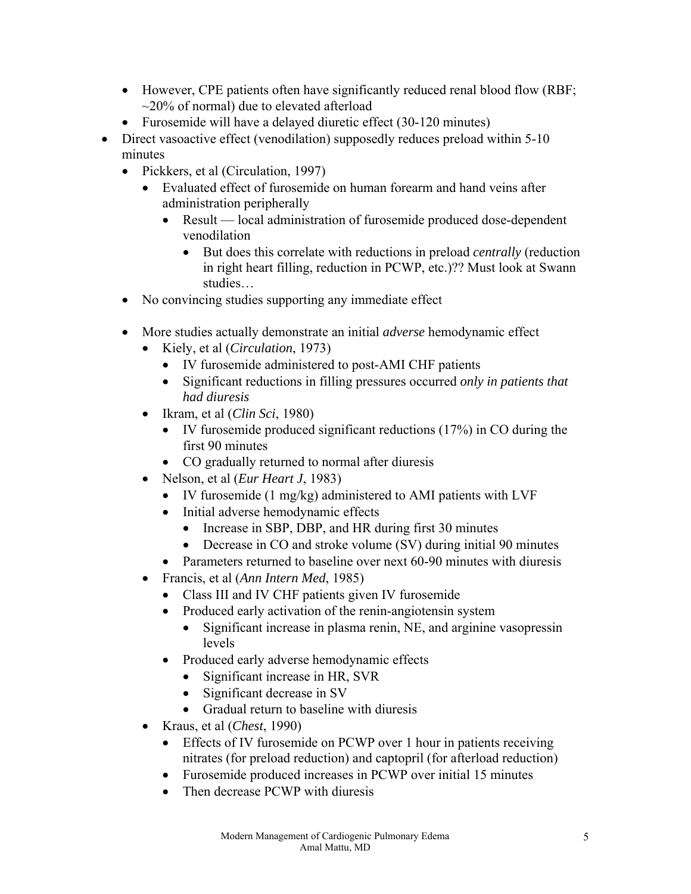- However, CPE patients often have significantly reduced renal blood flow (RBF; ~20% of normal) due to elevated afterload
- Furosemide will have a delayed diuretic effect (30-120 minutes)

- Direct vasoactive effect (venodilation) supposedly reduces preload within 5-10 minutes
  - Pickkers, et al (Circulation, 1997)
    - Evaluated effect of furosemide on human forearm and hand veins after administration peripherally
      - Result — local administration of furosemide produced dose-dependent venodilation
        - But does this correlate with reductions in preload *centrally* (reduction in right heart filling, reduction in PCWP, etc.)?? Must look at Swann studies…
  - No convincing studies supporting any immediate effect

  - More studies actually demonstrate an initial *adverse* hemodynamic effect
    - Kiely, et al (*Circulation*, 1973)
      - IV furosemide administered to post-AMI CHF patients
      - Significant reductions in filling pressures occurred *only in patients that had diuresis*
    - Ikram, et al (*Clin Sci*, 1980)
      - IV furosemide produced significant reductions (17%) in CO during the first 90 minutes
      - CO gradually returned to normal after diuresis
    - Nelson, et al (*Eur Heart J*, 1983)
      - IV furosemide (1 mg/kg) administered to AMI patients with LVF
      - Initial adverse hemodynamic effects
        - Increase in SBP, DBP, and HR during first 30 minutes
        - Decrease in CO and stroke volume (SV) during initial 90 minutes
      - Parameters returned to baseline over next 60-90 minutes with diuresis
    - Francis, et al (*Ann Intern Med*, 1985)
      - Class III and IV CHF patients given IV furosemide
      - Produced early activation of the renin-angiotensin system
        - Significant increase in plasma renin, NE, and arginine vasopressin levels
      - Produced early adverse hemodynamic effects
        - Significant increase in HR, SVR
        - Significant decrease in SV
        - Gradual return to baseline with diuresis
    - Kraus, et al (*Chest*, 1990)
      - Effects of IV furosemide on PCWP over 1 hour in patients receiving nitrates (for preload reduction) and captopril (for afterload reduction)
      - Furosemide produced increases in PCWP over initial 15 minutes
      - Then decrease PCWP with diuresis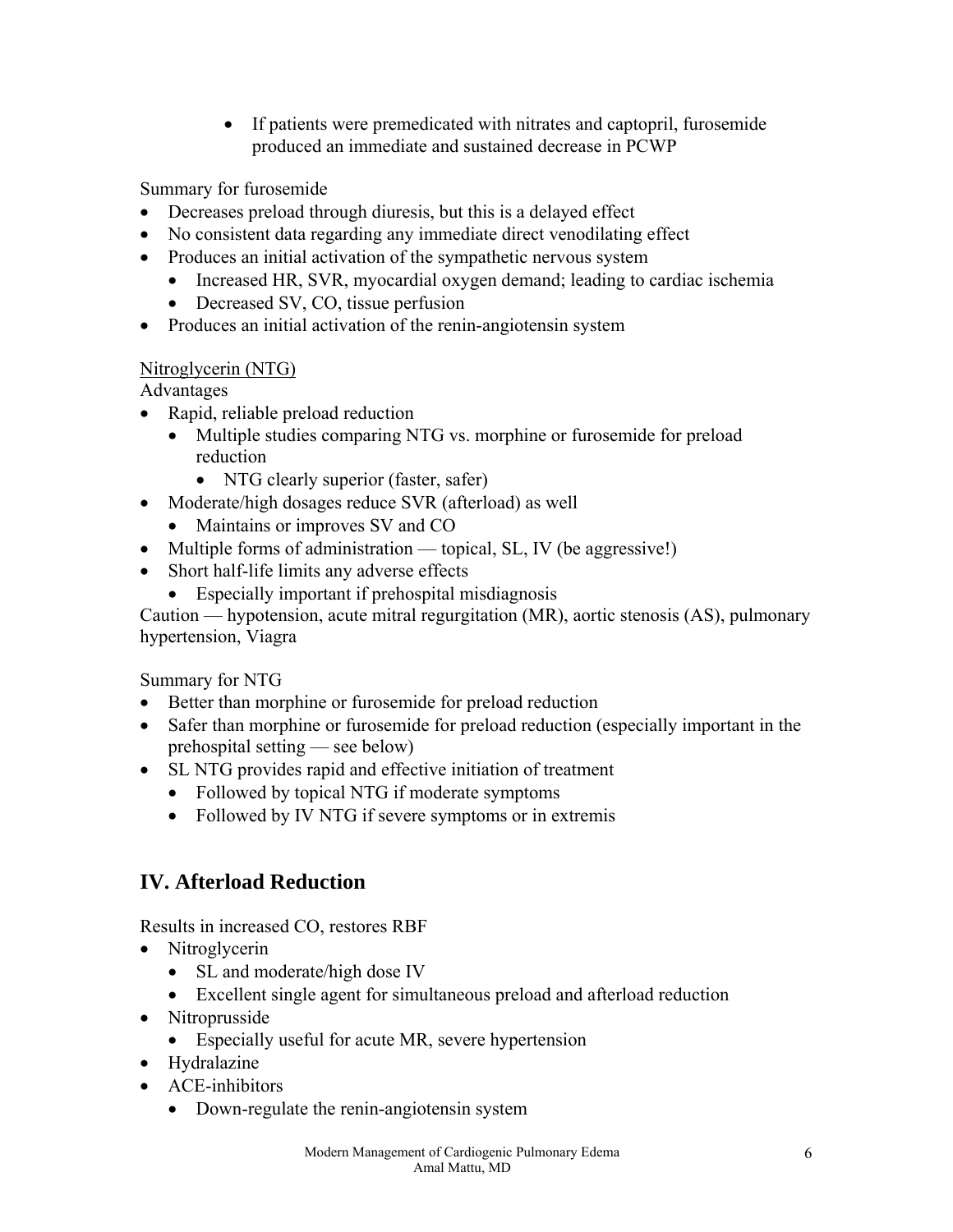- If patients were premedicated with nitrates and captopril, furosemide produced an immediate and sustained decrease in PCWP

Summary for furosemide

- Decreases preload through diuresis, but this is a delayed effect
- No consistent data regarding any immediate direct venodilating effect
- Produces an initial activation of the sympathetic nervous system
  - Increased HR, SVR, myocardial oxygen demand; leading to cardiac ischemia
  - Decreased SV, CO, tissue perfusion
- Produces an initial activation of the renin-angiotensin system

Nitroglycerin (NTG)

Advantages

- Rapid, reliable preload reduction
  - Multiple studies comparing NTG vs. morphine or furosemide for preload reduction
    - NTG clearly superior (faster, safer)
- Moderate/high dosages reduce SVR (afterload) as well
  - Maintains or improves SV and CO
- Multiple forms of administration — topical, SL, IV (be aggressive!)
- Short half-life limits any adverse effects
  - Especially important if prehospital misdiagnosis

Caution — hypotension, acute mitral regurgitation (MR), aortic stenosis (AS), pulmonary hypertension, Viagra

Summary for NTG

- Better than morphine or furosemide for preload reduction
- Safer than morphine or furosemide for preload reduction (especially important in the prehospital setting — see below)
- SL NTG provides rapid and effective initiation of treatment
  - Followed by topical NTG if moderate symptoms
  - Followed by IV NTG if severe symptoms or in extremis

## IV. Afterload Reduction

Results in increased CO, restores RBF

- Nitroglycerin
  - SL and moderate/high dose IV
  - Excellent single agent for simultaneous preload and afterload reduction
- Nitroprusside
  - Especially useful for acute MR, severe hypertension
- Hydralazine
- ACE-inhibitors
  - Down-regulate the renin-angiotensin system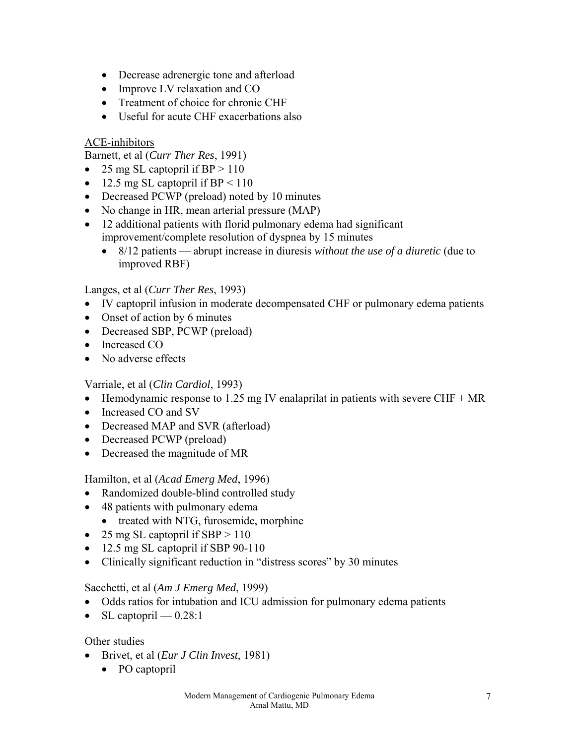- Decrease adrenergic tone and afterload
- Improve LV relaxation and CO
- Treatment of choice for chronic CHF
- Useful for acute CHF exacerbations also

ACE-inhibitors

Barnett, et al (*Curr Ther Res*, 1991)

- 25 mg SL captopril if BP > 110
- 12.5 mg SL captopril if BP < 110
- Decreased PCWP (preload) noted by 10 minutes
- No change in HR, mean arterial pressure (MAP)
- 12 additional patients with florid pulmonary edema had significant improvement/complete resolution of dyspnea by 15 minutes
  - 8/12 patients — abrupt increase in diuresis *without the use of a diuretic* (due to improved RBF)

Langes, et al (*Curr Ther Res*, 1993)

- IV captopril infusion in moderate decompensated CHF or pulmonary edema patients
- Onset of action by 6 minutes
- Decreased SBP, PCWP (preload)
- Increased CO
- No adverse effects

Varriale, et al (*Clin Cardiol*, 1993)

- Hemodynamic response to 1.25 mg IV enalaprilat in patients with severe CHF + MR
- Increased CO and SV
- Decreased MAP and SVR (afterload)
- Decreased PCWP (preload)
- Decreased the magnitude of MR

Hamilton, et al (*Acad Emerg Med*, 1996)

- Randomized double-blind controlled study
- 48 patients with pulmonary edema
  - treated with NTG, furosemide, morphine
- 25 mg SL captopril if SBP > 110
- 12.5 mg SL captopril if SBP 90-110
- Clinically significant reduction in "distress scores" by 30 minutes

Sacchetti, et al (*Am J Emerg Med*, 1999)

- Odds ratios for intubation and ICU admission for pulmonary edema patients
- SL captopril — 0.28:1

Other studies

- Brivet, et al (*Eur J Clin Invest*, 1981)
  - PO captopril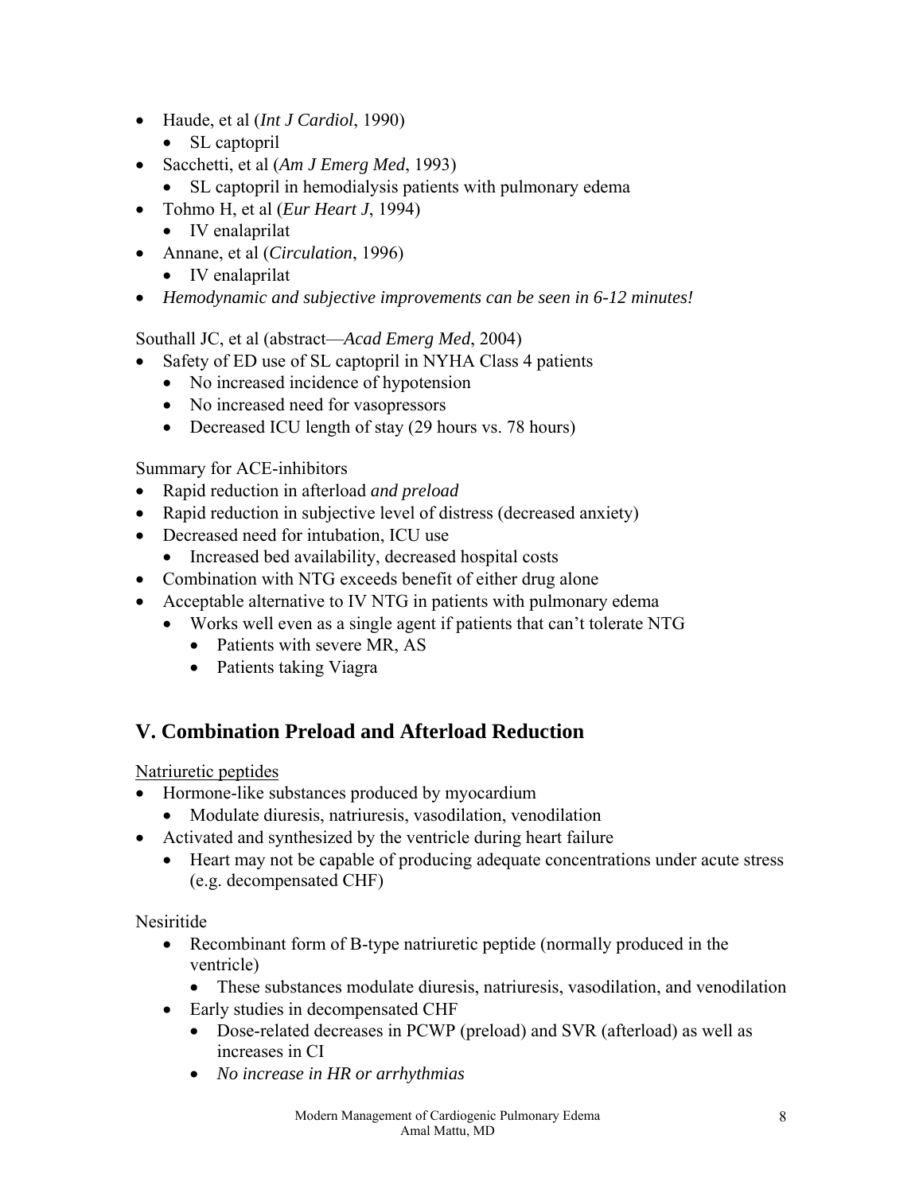- Haude, et al (*Int J Cardiol*, 1990)
  - SL captopril
- Sacchetti, et al (*Am J Emerg Med*, 1993)
  - SL captopril in hemodialysis patients with pulmonary edema
- Tohmo H, et al (*Eur Heart J*, 1994)
  - IV enalaprilat
- Annane, et al (*Circulation*, 1996)
  - IV enalaprilat
- *Hemodynamic and subjective improvements can be seen in 6-12 minutes!*

Southall JC, et al (abstract—*Acad Emerg Med*, 2004)

- Safety of ED use of SL captopril in NYHA Class 4 patients
  - No increased incidence of hypotension
  - No increased need for vasopressors
  - Decreased ICU length of stay (29 hours vs. 78 hours)

Summary for ACE-inhibitors

- Rapid reduction in afterload *and preload*
- Rapid reduction in subjective level of distress (decreased anxiety)
- Decreased need for intubation, ICU use
  - Increased bed availability, decreased hospital costs
- Combination with NTG exceeds benefit of either drug alone
- Acceptable alternative to IV NTG in patients with pulmonary edema
  - Works well even as a single agent if patients that can't tolerate NTG
    - Patients with severe MR, AS
    - Patients taking Viagra

## V. Combination Preload and Afterload Reduction

<u>Natriuretic peptides</u>

- Hormone-like substances produced by myocardium
  - Modulate diuresis, natriuresis, vasodilation, venodilation
- Activated and synthesized by the ventricle during heart failure
  - Heart may not be capable of producing adequate concentrations under acute stress (e.g. decompensated CHF)

Nesiritide

- Recombinant form of B-type natriuretic peptide (normally produced in the ventricle)
  - These substances modulate diuresis, natriuresis, vasodilation, and venodilation
- Early studies in decompensated CHF
  - Dose-related decreases in PCWP (preload) and SVR (afterload) as well as increases in CI
  - *No increase in HR or arrhythmias*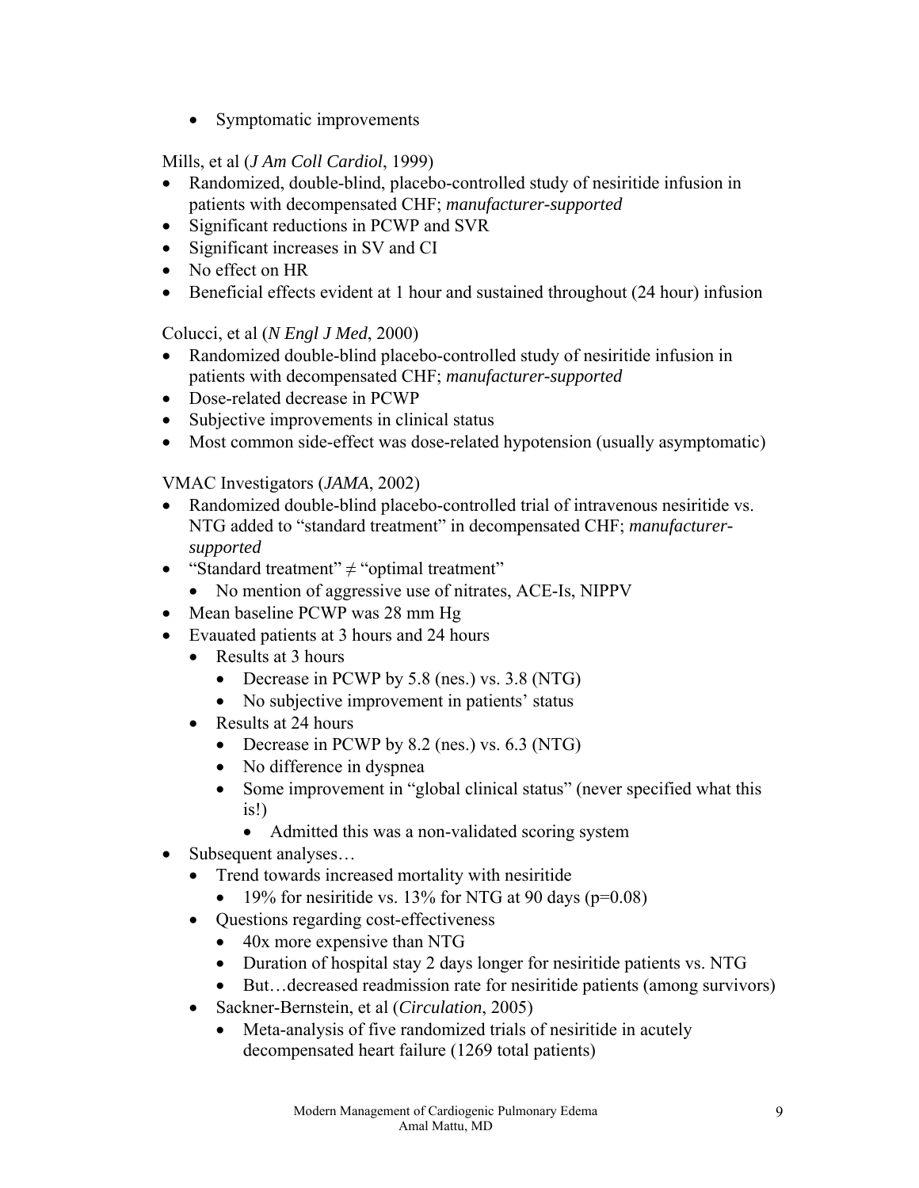- Symptomatic improvements

Mills, et al (*J Am Coll Cardiol*, 1999)

- Randomized, double-blind, placebo-controlled study of nesiritide infusion in patients with decompensated CHF; *manufacturer-supported*
- Significant reductions in PCWP and SVR
- Significant increases in SV and CI
- No effect on HR
- Beneficial effects evident at 1 hour and sustained throughout (24 hour) infusion

Colucci, et al (*N Engl J Med*, 2000)

- Randomized double-blind placebo-controlled study of nesiritide infusion in patients with decompensated CHF; *manufacturer-supported*
- Dose-related decrease in PCWP
- Subjective improvements in clinical status
- Most common side-effect was dose-related hypotension (usually asymptomatic)

VMAC Investigators (*JAMA*, 2002)

- Randomized double-blind placebo-controlled trial of intravenous nesiritide vs. NTG added to "standard treatment" in decompensated CHF; *manufacturer-supported*
- "Standard treatment" ≠ "optimal treatment"
  - No mention of aggressive use of nitrates, ACE-Is, NIPPV
- Mean baseline PCWP was 28 mm Hg
- Evauated patients at 3 hours and 24 hours
  - Results at 3 hours
    - Decrease in PCWP by 5.8 (nes.) vs. 3.8 (NTG)
    - No subjective improvement in patients' status
  - Results at 24 hours
    - Decrease in PCWP by 8.2 (nes.) vs. 6.3 (NTG)
    - No difference in dyspnea
    - Some improvement in "global clinical status" (never specified what this is!)
      - Admitted this was a non-validated scoring system
- Subsequent analyses…
  - Trend towards increased mortality with nesiritide
    - 19% for nesiritide vs. 13% for NTG at 90 days (p=0.08)
  - Questions regarding cost-effectiveness
    - 40x more expensive than NTG
    - Duration of hospital stay 2 days longer for nesiritide patients vs. NTG
    - But…decreased readmission rate for nesiritide patients (among survivors)
  - Sackner-Bernstein, et al (*Circulation*, 2005)
    - Meta-analysis of five randomized trials of nesiritide in acutely decompensated heart failure (1269 total patients)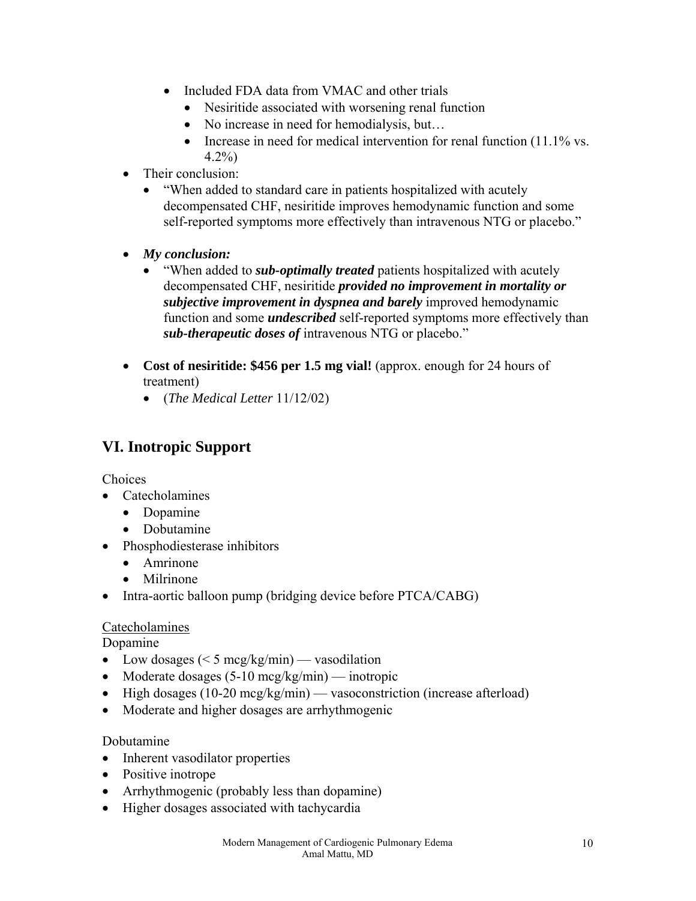- Included FDA data from VMAC and other trials
    - Nesiritide associated with worsening renal function
    - No increase in need for hemodialysis, but…
    - Increase in need for medical intervention for renal function (11.1% vs. 4.2%)
- Their conclusion:
  - "When added to standard care in patients hospitalized with acutely decompensated CHF, nesiritide improves hemodynamic function and some self-reported symptoms more effectively than intravenous NTG or placebo."

- ***My conclusion:***
  - "When added to ***sub-optimally treated*** patients hospitalized with acutely decompensated CHF, nesiritide ***provided no improvement in mortality or subjective improvement in dyspnea and barely*** improved hemodynamic function and some ***undescribed*** self-reported symptoms more effectively than ***sub-therapeutic doses of*** intravenous NTG or placebo."

- **Cost of nesiritide: $456 per 1.5 mg vial!** (approx. enough for 24 hours of treatment)
  - (*The Medical Letter* 11/12/02)

## VI. Inotropic Support

Choices

- Catecholamines
  - Dopamine
  - Dobutamine
- Phosphodiesterase inhibitors
  - Amrinone
  - Milrinone
- Intra-aortic balloon pump (bridging device before PTCA/CABG)

<u>Catecholamines</u>

Dopamine

- Low dosages (< 5 mcg/kg/min) — vasodilation
- Moderate dosages (5-10 mcg/kg/min) — inotropic
- High dosages (10-20 mcg/kg/min) — vasoconstriction (increase afterload)
- Moderate and higher dosages are arrhythmogenic

Dobutamine

- Inherent vasodilator properties
- Positive inotrope
- Arrhythmogenic (probably less than dopamine)
- Higher dosages associated with tachycardia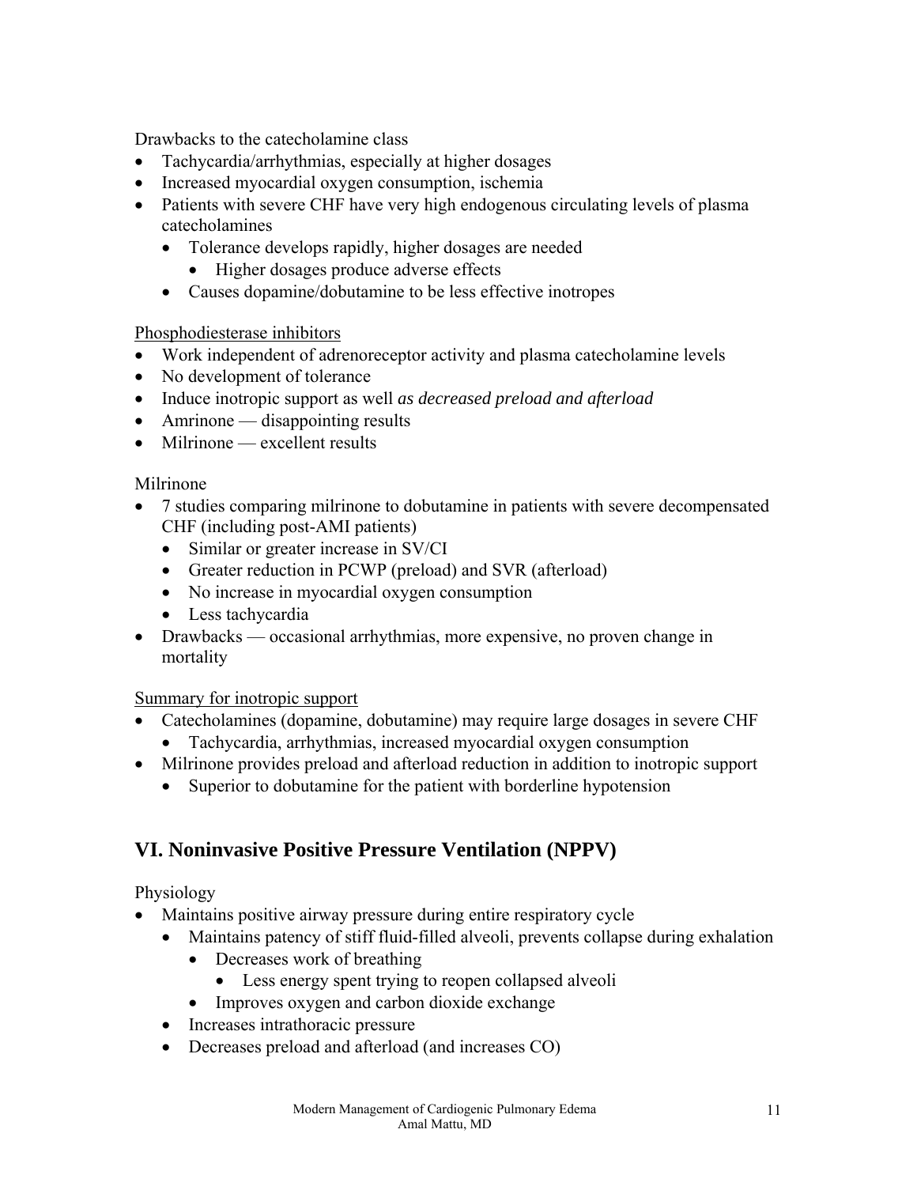Drawbacks to the catecholamine class

- Tachycardia/arrhythmias, especially at higher dosages
- Increased myocardial oxygen consumption, ischemia
- Patients with severe CHF have very high endogenous circulating levels of plasma catecholamines
  - Tolerance develops rapidly, higher dosages are needed
    - Higher dosages produce adverse effects
  - Causes dopamine/dobutamine to be less effective inotropes

Phosphodiesterase inhibitors

- Work independent of adrenoreceptor activity and plasma catecholamine levels
- No development of tolerance
- Induce inotropic support as well *as decreased preload and afterload*
- Amrinone — disappointing results
- Milrinone — excellent results

Milrinone

- 7 studies comparing milrinone to dobutamine in patients with severe decompensated CHF (including post-AMI patients)
  - Similar or greater increase in SV/CI
  - Greater reduction in PCWP (preload) and SVR (afterload)
  - No increase in myocardial oxygen consumption
  - Less tachycardia
- Drawbacks — occasional arrhythmias, more expensive, no proven change in mortality

Summary for inotropic support

- Catecholamines (dopamine, dobutamine) may require large dosages in severe CHF
  - Tachycardia, arrhythmias, increased myocardial oxygen consumption
- Milrinone provides preload and afterload reduction in addition to inotropic support
  - Superior to dobutamine for the patient with borderline hypotension

## VI. Noninvasive Positive Pressure Ventilation (NPPV)

Physiology

- Maintains positive airway pressure during entire respiratory cycle
  - Maintains patency of stiff fluid-filled alveoli, prevents collapse during exhalation
    - Decreases work of breathing
      - Less energy spent trying to reopen collapsed alveoli
    - Improves oxygen and carbon dioxide exchange
  - Increases intrathoracic pressure
  - Decreases preload and afterload (and increases CO)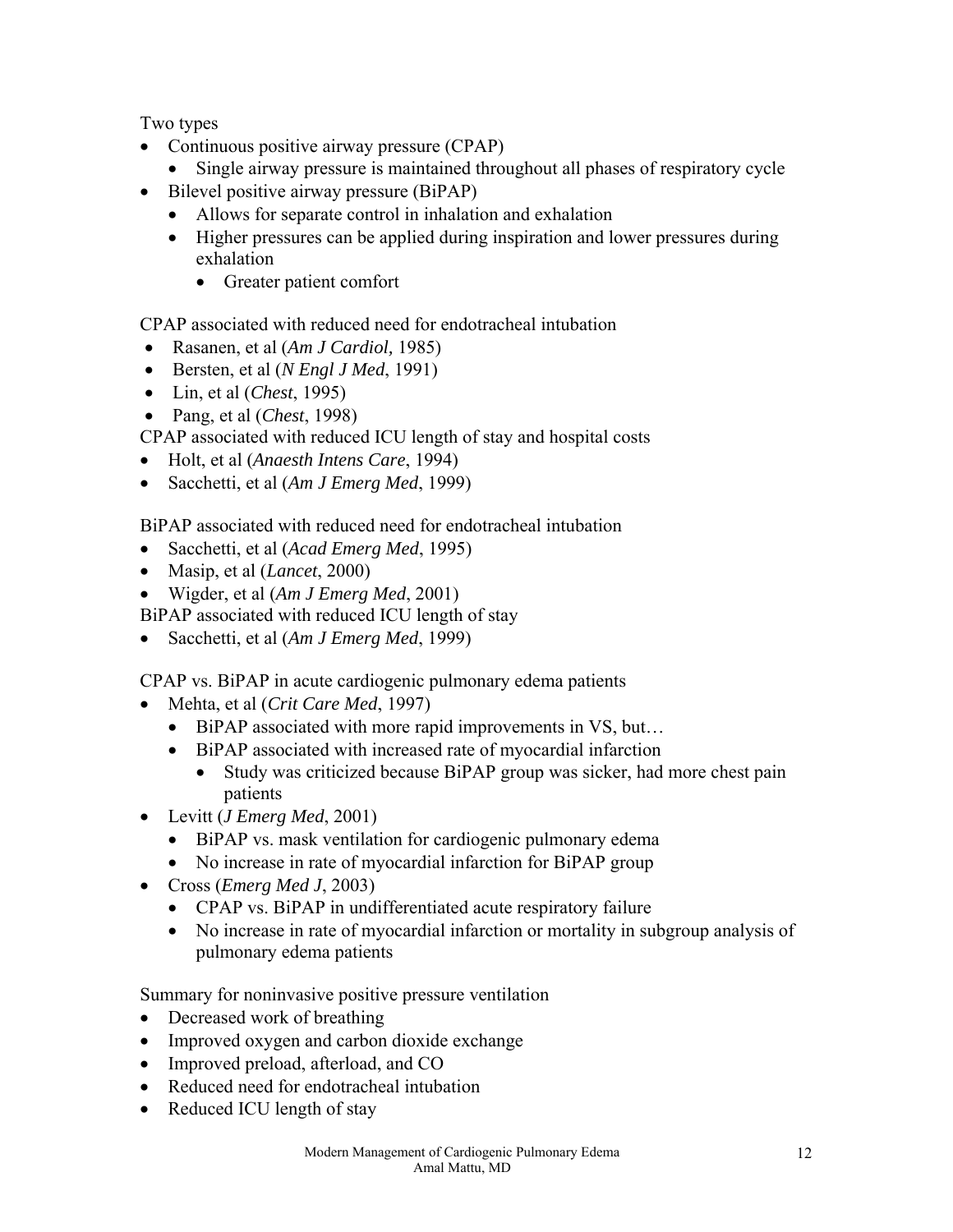Two types

- Continuous positive airway pressure (CPAP)
  - Single airway pressure is maintained throughout all phases of respiratory cycle
- Bilevel positive airway pressure (BiPAP)
  - Allows for separate control in inhalation and exhalation
  - Higher pressures can be applied during inspiration and lower pressures during exhalation
    - Greater patient comfort

CPAP associated with reduced need for endotracheal intubation

- Rasanen, et al (*Am J Cardiol,* 1985)
- Bersten, et al (*N Engl J Med*, 1991)
- Lin, et al (*Chest*, 1995)
- Pang, et al (*Chest*, 1998)

CPAP associated with reduced ICU length of stay and hospital costs

- Holt, et al (*Anaesth Intens Care*, 1994)
- Sacchetti, et al (*Am J Emerg Med*, 1999)

BiPAP associated with reduced need for endotracheal intubation

- Sacchetti, et al (*Acad Emerg Med*, 1995)
- Masip, et al (*Lancet*, 2000)
- Wigder, et al (*Am J Emerg Med*, 2001)

BiPAP associated with reduced ICU length of stay

- Sacchetti, et al (*Am J Emerg Med*, 1999)

CPAP vs. BiPAP in acute cardiogenic pulmonary edema patients

- Mehta, et al (*Crit Care Med*, 1997)
  - BiPAP associated with more rapid improvements in VS, but…
  - BiPAP associated with increased rate of myocardial infarction
    - Study was criticized because BiPAP group was sicker, had more chest pain patients
- Levitt (*J Emerg Med*, 2001)
  - BiPAP vs. mask ventilation for cardiogenic pulmonary edema
  - No increase in rate of myocardial infarction for BiPAP group
- Cross (*Emerg Med J*, 2003)
  - CPAP vs. BiPAP in undifferentiated acute respiratory failure
  - No increase in rate of myocardial infarction or mortality in subgroup analysis of pulmonary edema patients

Summary for noninvasive positive pressure ventilation

- Decreased work of breathing
- Improved oxygen and carbon dioxide exchange
- Improved preload, afterload, and CO
- Reduced need for endotracheal intubation
- Reduced ICU length of stay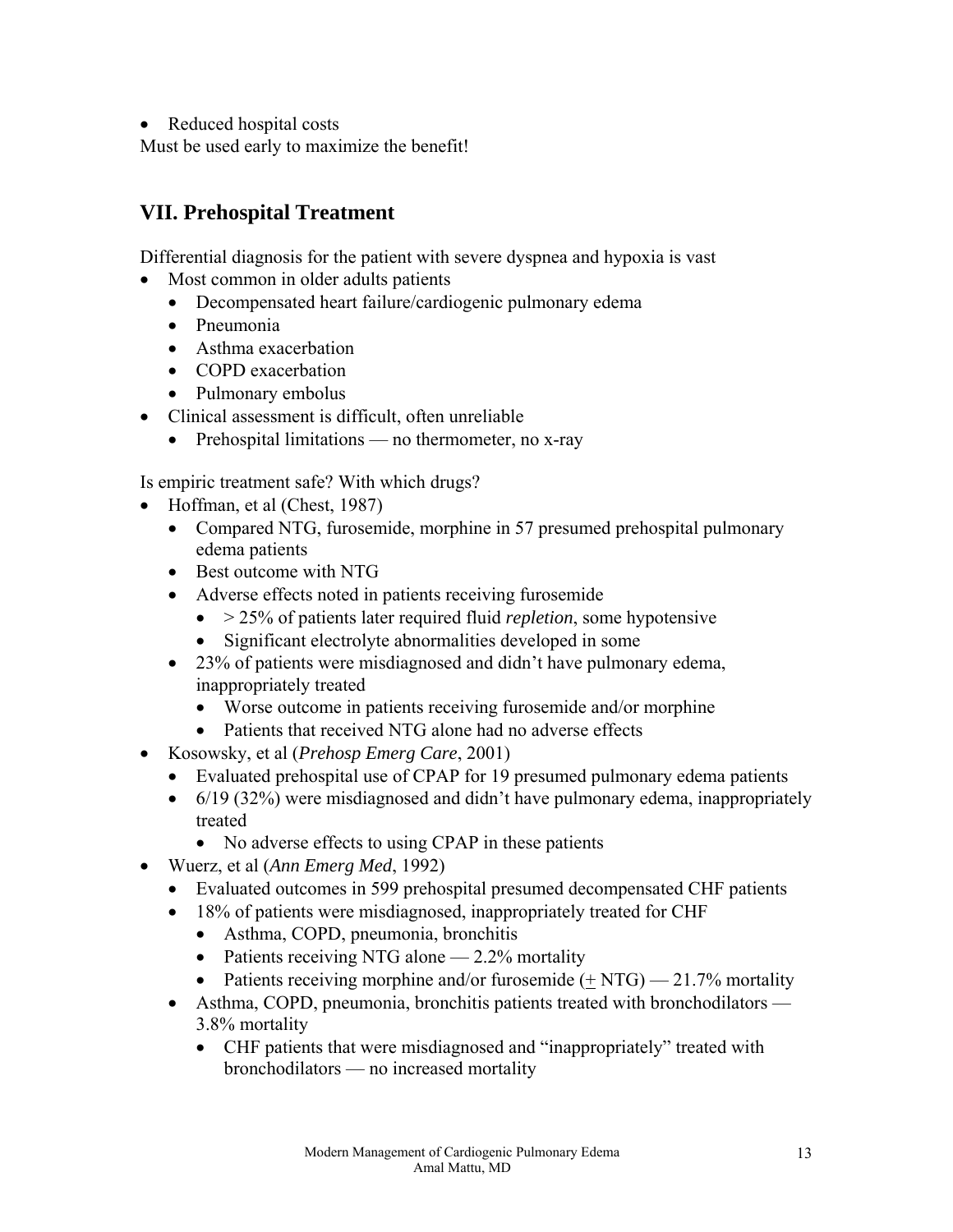- Reduced hospital costs

Must be used early to maximize the benefit!

## VII. Prehospital Treatment

Differential diagnosis for the patient with severe dyspnea and hypoxia is vast

- Most common in older adults patients
    - Decompensated heart failure/cardiogenic pulmonary edema
    - Pneumonia
    - Asthma exacerbation
    - COPD exacerbation
    - Pulmonary embolus
- Clinical assessment is difficult, often unreliable
    - Prehospital limitations — no thermometer, no x-ray

Is empiric treatment safe? With which drugs?

- Hoffman, et al (Chest, 1987)
    - Compared NTG, furosemide, morphine in 57 presumed prehospital pulmonary edema patients
    - Best outcome with NTG
    - Adverse effects noted in patients receiving furosemide
        - > 25% of patients later required fluid *repletion*, some hypotensive
        - Significant electrolyte abnormalities developed in some
    - 23% of patients were misdiagnosed and didn't have pulmonary edema, inappropriately treated
        - Worse outcome in patients receiving furosemide and/or morphine
        - Patients that received NTG alone had no adverse effects
- Kosowsky, et al (*Prehosp Emerg Care*, 2001)
    - Evaluated prehospital use of CPAP for 19 presumed pulmonary edema patients
    - 6/19 (32%) were misdiagnosed and didn't have pulmonary edema, inappropriately treated
        - No adverse effects to using CPAP in these patients
- Wuerz, et al (*Ann Emerg Med*, 1992)
    - Evaluated outcomes in 599 prehospital presumed decompensated CHF patients
    - 18% of patients were misdiagnosed, inappropriately treated for CHF
        - Asthma, COPD, pneumonia, bronchitis
        - Patients receiving NTG alone — 2.2% mortality
        - Patients receiving morphine and/or furosemide ($\pm$ NTG) — 21.7% mortality
    - Asthma, COPD, pneumonia, bronchitis patients treated with bronchodilators — 3.8% mortality
        - CHF patients that were misdiagnosed and "inappropriately" treated with bronchodilators — no increased mortality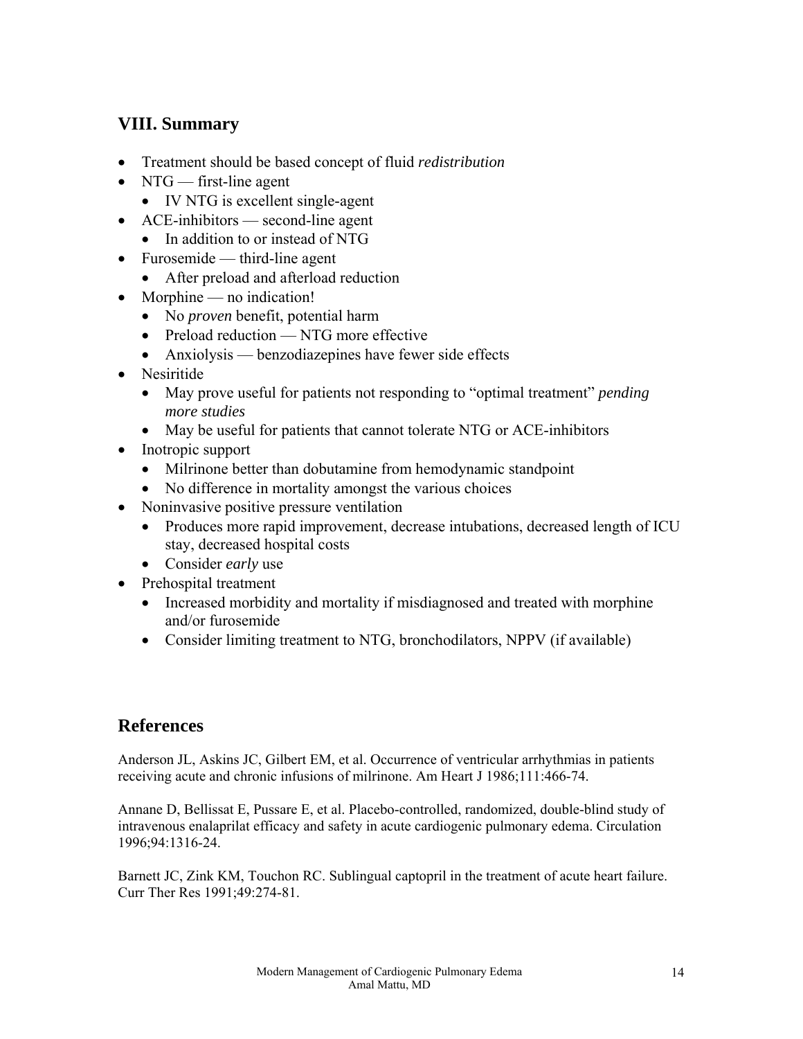## VIII. Summary

- Treatment should be based concept of fluid *redistribution*
- NTG — first-line agent
    - IV NTG is excellent single-agent
- ACE-inhibitors — second-line agent
    - In addition to or instead of NTG
- Furosemide — third-line agent
    - After preload and afterload reduction
- Morphine — no indication!
    - No *proven* benefit, potential harm
    - Preload reduction — NTG more effective
    - Anxiolysis — benzodiazepines have fewer side effects
- Nesiritide
    - May prove useful for patients not responding to "optimal treatment" *pending more studies*
    - May be useful for patients that cannot tolerate NTG or ACE-inhibitors
- Inotropic support
    - Milrinone better than dobutamine from hemodynamic standpoint
    - No difference in mortality amongst the various choices
- Noninvasive positive pressure ventilation
    - Produces more rapid improvement, decrease intubations, decreased length of ICU stay, decreased hospital costs
    - Consider *early* use
- Prehospital treatment
    - Increased morbidity and mortality if misdiagnosed and treated with morphine and/or furosemide
    - Consider limiting treatment to NTG, bronchodilators, NPPV (if available)

## References

Anderson JL, Askins JC, Gilbert EM, et al. Occurrence of ventricular arrhythmias in patients receiving acute and chronic infusions of milrinone. Am Heart J 1986;111:466-74.

Annane D, Bellissat E, Pussare E, et al. Placebo-controlled, randomized, double-blind study of intravenous enalaprilat efficacy and safety in acute cardiogenic pulmonary edema. Circulation 1996;94:1316-24.

Barnett JC, Zink KM, Touchon RC. Sublingual captopril in the treatment of acute heart failure. Curr Ther Res 1991;49:274-81.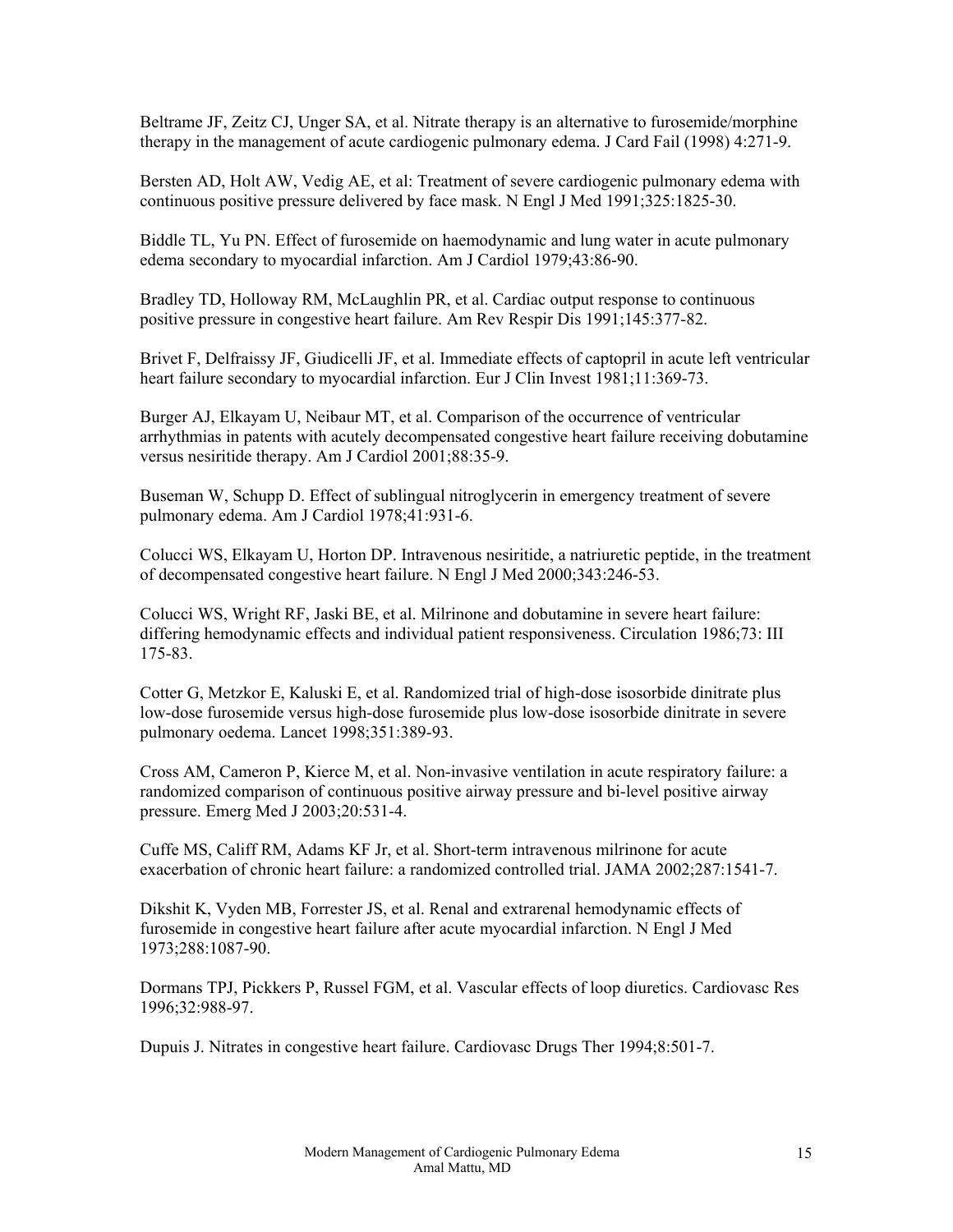Beltrame JF, Zeitz CJ, Unger SA, et al. Nitrate therapy is an alternative to furosemide/morphine therapy in the management of acute cardiogenic pulmonary edema. J Card Fail (1998) 4:271-9.

Bersten AD, Holt AW, Vedig AE, et al: Treatment of severe cardiogenic pulmonary edema with continuous positive pressure delivered by face mask. N Engl J Med 1991;325:1825-30.

Biddle TL, Yu PN. Effect of furosemide on haemodynamic and lung water in acute pulmonary edema secondary to myocardial infarction. Am J Cardiol 1979;43:86-90.

Bradley TD, Holloway RM, McLaughlin PR, et al. Cardiac output response to continuous positive pressure in congestive heart failure. Am Rev Respir Dis 1991;145:377-82.

Brivet F, Delfraissy JF, Giudicelli JF, et al. Immediate effects of captopril in acute left ventricular heart failure secondary to myocardial infarction. Eur J Clin Invest 1981;11:369-73.

Burger AJ, Elkayam U, Neibaur MT, et al. Comparison of the occurrence of ventricular arrhythmias in patents with acutely decompensated congestive heart failure receiving dobutamine versus nesiritide therapy. Am J Cardiol 2001;88:35-9.

Buseman W, Schupp D. Effect of sublingual nitroglycerin in emergency treatment of severe pulmonary edema. Am J Cardiol 1978;41:931-6.

Colucci WS, Elkayam U, Horton DP. Intravenous nesiritide, a natriuretic peptide, in the treatment of decompensated congestive heart failure. N Engl J Med 2000;343:246-53.

Colucci WS, Wright RF, Jaski BE, et al. Milrinone and dobutamine in severe heart failure: differing hemodynamic effects and individual patient responsiveness. Circulation 1986;73: III 175-83.

Cotter G, Metzkor E, Kaluski E, et al. Randomized trial of high-dose isosorbide dinitrate plus low-dose furosemide versus high-dose furosemide plus low-dose isosorbide dinitrate in severe pulmonary oedema. Lancet 1998;351:389-93.

Cross AM, Cameron P, Kierce M, et al. Non-invasive ventilation in acute respiratory failure: a randomized comparison of continuous positive airway pressure and bi-level positive airway pressure. Emerg Med J 2003;20:531-4.

Cuffe MS, Califf RM, Adams KF Jr, et al. Short-term intravenous milrinone for acute exacerbation of chronic heart failure: a randomized controlled trial. JAMA 2002;287:1541-7.

Dikshit K, Vyden MB, Forrester JS, et al. Renal and extrarenal hemodynamic effects of furosemide in congestive heart failure after acute myocardial infarction. N Engl J Med 1973;288:1087-90.

Dormans TPJ, Pickkers P, Russel FGM, et al. Vascular effects of loop diuretics. Cardiovasc Res 1996;32:988-97.

Dupuis J. Nitrates in congestive heart failure. Cardiovasc Drugs Ther 1994;8:501-7.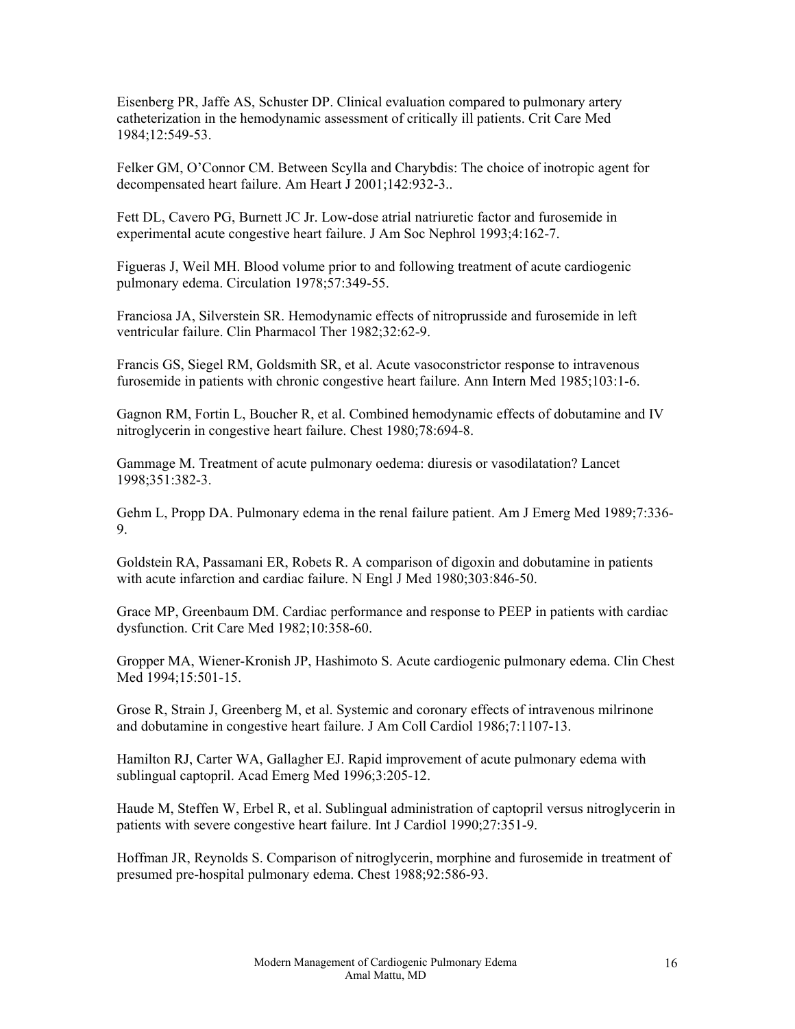Eisenberg PR, Jaffe AS, Schuster DP. Clinical evaluation compared to pulmonary artery catheterization in the hemodynamic assessment of critically ill patients. Crit Care Med 1984;12:549-53.

Felker GM, O'Connor CM. Between Scylla and Charybdis: The choice of inotropic agent for decompensated heart failure. Am Heart J 2001;142:932-3..

Fett DL, Cavero PG, Burnett JC Jr. Low-dose atrial natriuretic factor and furosemide in experimental acute congestive heart failure. J Am Soc Nephrol 1993;4:162-7.

Figueras J, Weil MH. Blood volume prior to and following treatment of acute cardiogenic pulmonary edema. Circulation 1978;57:349-55.

Franciosa JA, Silverstein SR. Hemodynamic effects of nitroprusside and furosemide in left ventricular failure. Clin Pharmacol Ther 1982;32:62-9.

Francis GS, Siegel RM, Goldsmith SR, et al. Acute vasoconstrictor response to intravenous furosemide in patients with chronic congestive heart failure. Ann Intern Med 1985;103:1-6.

Gagnon RM, Fortin L, Boucher R, et al. Combined hemodynamic effects of dobutamine and IV nitroglycerin in congestive heart failure. Chest 1980;78:694-8.

Gammage M. Treatment of acute pulmonary oedema: diuresis or vasodilatation? Lancet 1998;351:382-3.

Gehm L, Propp DA. Pulmonary edema in the renal failure patient. Am J Emerg Med 1989;7:336-9.

Goldstein RA, Passamani ER, Robets R. A comparison of digoxin and dobutamine in patients with acute infarction and cardiac failure. N Engl J Med 1980;303:846-50.

Grace MP, Greenbaum DM. Cardiac performance and response to PEEP in patients with cardiac dysfunction. Crit Care Med 1982;10:358-60.

Gropper MA, Wiener-Kronish JP, Hashimoto S. Acute cardiogenic pulmonary edema. Clin Chest Med 1994;15:501-15.

Grose R, Strain J, Greenberg M, et al. Systemic and coronary effects of intravenous milrinone and dobutamine in congestive heart failure. J Am Coll Cardiol 1986;7:1107-13.

Hamilton RJ, Carter WA, Gallagher EJ. Rapid improvement of acute pulmonary edema with sublingual captopril. Acad Emerg Med 1996;3:205-12.

Haude M, Steffen W, Erbel R, et al. Sublingual administration of captopril versus nitroglycerin in patients with severe congestive heart failure. Int J Cardiol 1990;27:351-9.

Hoffman JR, Reynolds S. Comparison of nitroglycerin, morphine and furosemide in treatment of presumed pre-hospital pulmonary edema. Chest 1988;92:586-93.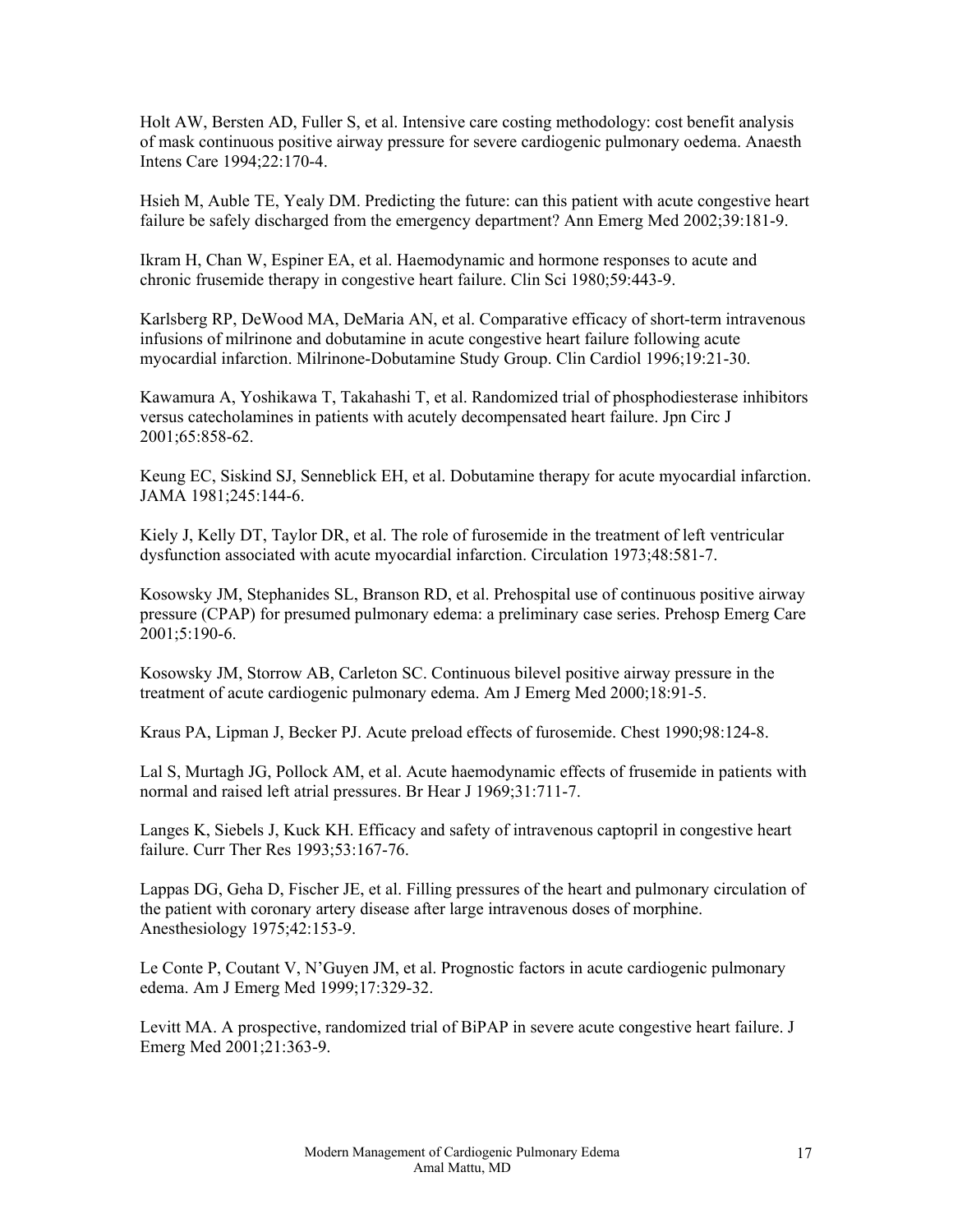Holt AW, Bersten AD, Fuller S, et al. Intensive care costing methodology: cost benefit analysis of mask continuous positive airway pressure for severe cardiogenic pulmonary oedema. Anaesth Intens Care 1994;22:170-4.

Hsieh M, Auble TE, Yealy DM. Predicting the future: can this patient with acute congestive heart failure be safely discharged from the emergency department? Ann Emerg Med 2002;39:181-9.

Ikram H, Chan W, Espiner EA, et al. Haemodynamic and hormone responses to acute and chronic frusemide therapy in congestive heart failure. Clin Sci 1980;59:443-9.

Karlsberg RP, DeWood MA, DeMaria AN, et al. Comparative efficacy of short-term intravenous infusions of milrinone and dobutamine in acute congestive heart failure following acute myocardial infarction. Milrinone-Dobutamine Study Group. Clin Cardiol 1996;19:21-30.

Kawamura A, Yoshikawa T, Takahashi T, et al. Randomized trial of phosphodiesterase inhibitors versus catecholamines in patients with acutely decompensated heart failure. Jpn Circ J 2001;65:858-62.

Keung EC, Siskind SJ, Senneblick EH, et al. Dobutamine therapy for acute myocardial infarction. JAMA 1981;245:144-6.

Kiely J, Kelly DT, Taylor DR, et al. The role of furosemide in the treatment of left ventricular dysfunction associated with acute myocardial infarction. Circulation 1973;48:581-7.

Kosowsky JM, Stephanides SL, Branson RD, et al. Prehospital use of continuous positive airway pressure (CPAP) for presumed pulmonary edema: a preliminary case series. Prehosp Emerg Care 2001;5:190-6.

Kosowsky JM, Storrow AB, Carleton SC. Continuous bilevel positive airway pressure in the treatment of acute cardiogenic pulmonary edema. Am J Emerg Med 2000;18:91-5.

Kraus PA, Lipman J, Becker PJ. Acute preload effects of furosemide. Chest 1990;98:124-8.

Lal S, Murtagh JG, Pollock AM, et al. Acute haemodynamic effects of frusemide in patients with normal and raised left atrial pressures. Br Hear J 1969;31:711-7.

Langes K, Siebels J, Kuck KH. Efficacy and safety of intravenous captopril in congestive heart failure. Curr Ther Res 1993;53:167-76.

Lappas DG, Geha D, Fischer JE, et al. Filling pressures of the heart and pulmonary circulation of the patient with coronary artery disease after large intravenous doses of morphine. Anesthesiology 1975;42:153-9.

Le Conte P, Coutant V, N'Guyen JM, et al. Prognostic factors in acute cardiogenic pulmonary edema. Am J Emerg Med 1999;17:329-32.

Levitt MA. A prospective, randomized trial of BiPAP in severe acute congestive heart failure. J Emerg Med 2001;21:363-9.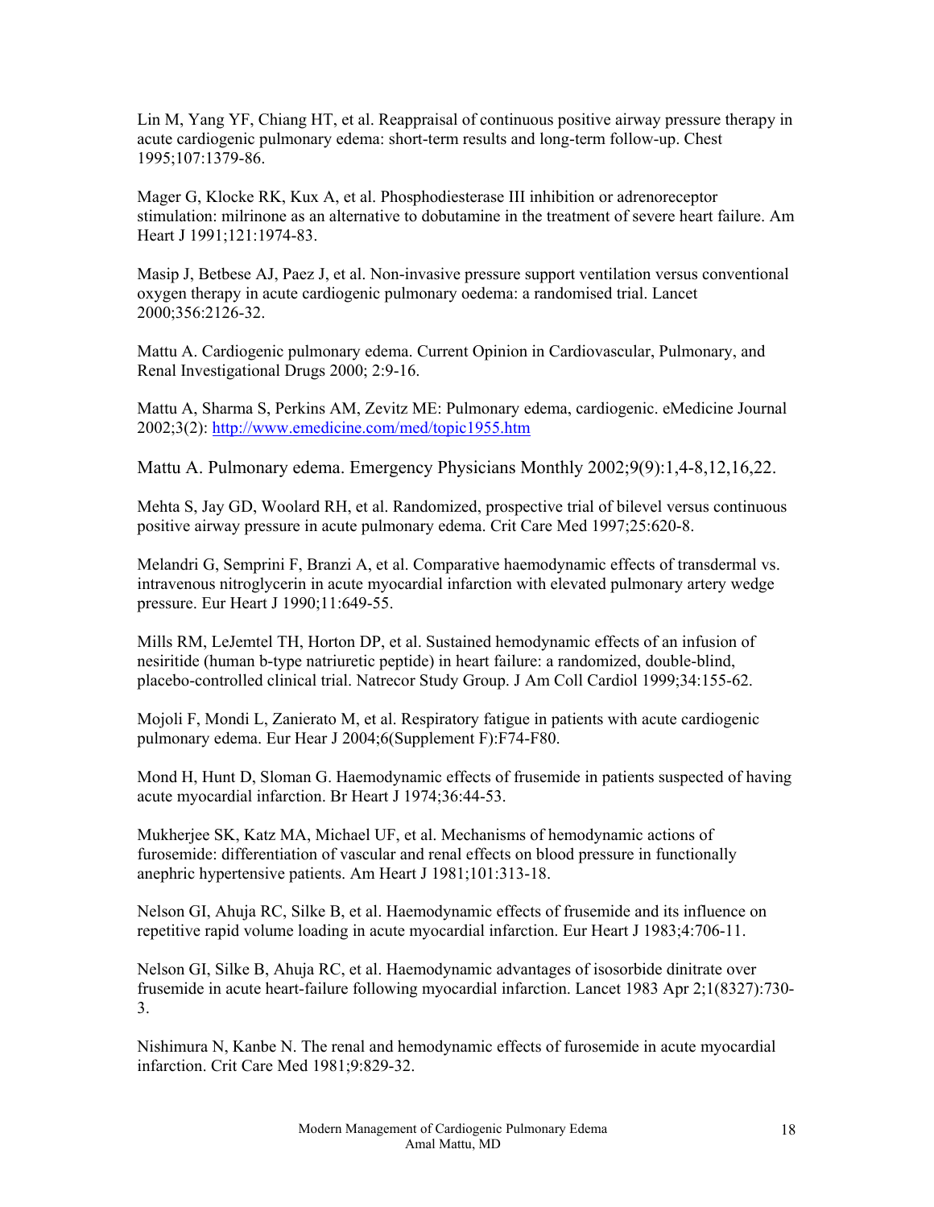Lin M, Yang YF, Chiang HT, et al. Reappraisal of continuous positive airway pressure therapy in acute cardiogenic pulmonary edema: short-term results and long-term follow-up. Chest 1995;107:1379-86.

Mager G, Klocke RK, Kux A, et al. Phosphodiesterase III inhibition or adrenoreceptor stimulation: milrinone as an alternative to dobutamine in the treatment of severe heart failure. Am Heart J 1991;121:1974-83.

Masip J, Betbese AJ, Paez J, et al. Non-invasive pressure support ventilation versus conventional oxygen therapy in acute cardiogenic pulmonary oedema: a randomised trial. Lancet 2000;356:2126-32.

Mattu A. Cardiogenic pulmonary edema. Current Opinion in Cardiovascular, Pulmonary, and Renal Investigational Drugs 2000; 2:9-16.

Mattu A, Sharma S, Perkins AM, Zevitz ME: Pulmonary edema, cardiogenic. eMedicine Journal 2002;3(2): http://www.emedicine.com/med/topic1955.htm

Mattu A. Pulmonary edema. Emergency Physicians Monthly 2002;9(9):1,4-8,12,16,22.

Mehta S, Jay GD, Woolard RH, et al. Randomized, prospective trial of bilevel versus continuous positive airway pressure in acute pulmonary edema. Crit Care Med 1997;25:620-8.

Melandri G, Semprini F, Branzi A, et al. Comparative haemodynamic effects of transdermal vs. intravenous nitroglycerin in acute myocardial infarction with elevated pulmonary artery wedge pressure. Eur Heart J 1990;11:649-55.

Mills RM, LeJemtel TH, Horton DP, et al. Sustained hemodynamic effects of an infusion of nesiritide (human b-type natriuretic peptide) in heart failure: a randomized, double-blind, placebo-controlled clinical trial. Natrecor Study Group. J Am Coll Cardiol 1999;34:155-62.

Mojoli F, Mondi L, Zanierato M, et al. Respiratory fatigue in patients with acute cardiogenic pulmonary edema. Eur Hear J 2004;6(Supplement F):F74-F80.

Mond H, Hunt D, Sloman G. Haemodynamic effects of frusemide in patients suspected of having acute myocardial infarction. Br Heart J 1974;36:44-53.

Mukherjee SK, Katz MA, Michael UF, et al. Mechanisms of hemodynamic actions of furosemide: differentiation of vascular and renal effects on blood pressure in functionally anephric hypertensive patients. Am Heart J 1981;101:313-18.

Nelson GI, Ahuja RC, Silke B, et al. Haemodynamic effects of frusemide and its influence on repetitive rapid volume loading in acute myocardial infarction. Eur Heart J 1983;4:706-11.

Nelson GI, Silke B, Ahuja RC, et al. Haemodynamic advantages of isosorbide dinitrate over frusemide in acute heart-failure following myocardial infarction. Lancet 1983 Apr 2;1(8327):730-3.

Nishimura N, Kanbe N. The renal and hemodynamic effects of furosemide in acute myocardial infarction. Crit Care Med 1981;9:829-32.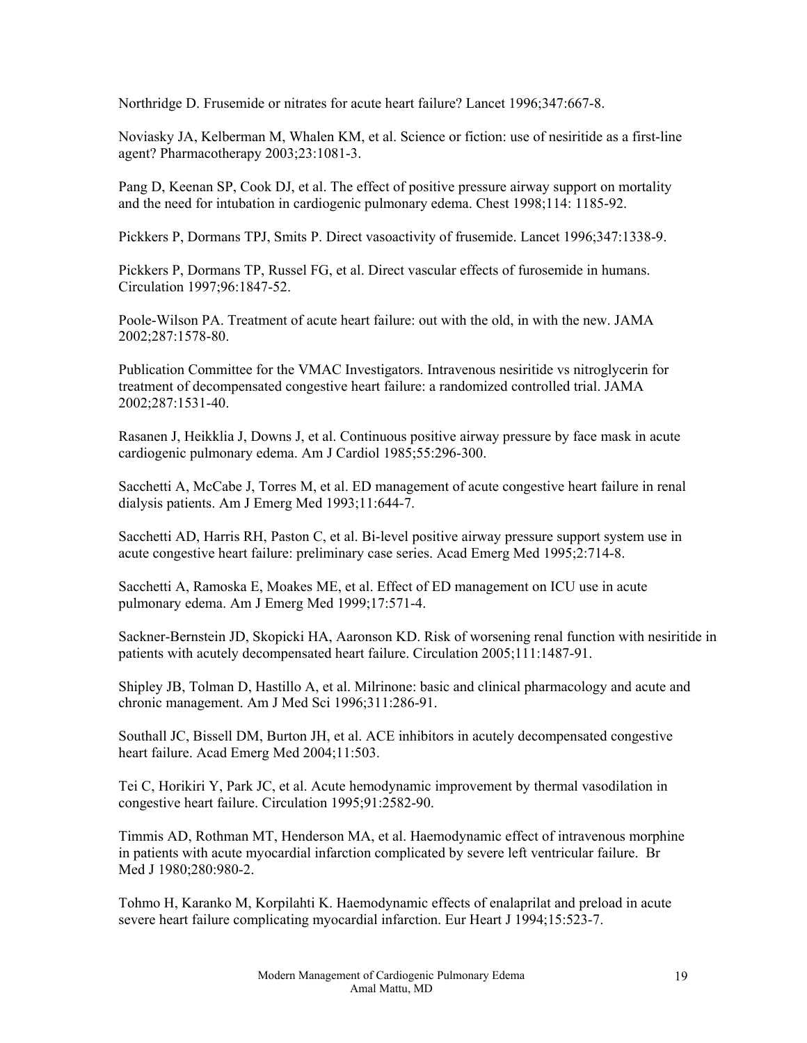Northridge D. Frusemide or nitrates for acute heart failure? Lancet 1996;347:667-8.

Noviasky JA, Kelberman M, Whalen KM, et al. Science or fiction: use of nesiritide as a first-line agent? Pharmacotherapy 2003;23:1081-3.

Pang D, Keenan SP, Cook DJ, et al. The effect of positive pressure airway support on mortality and the need for intubation in cardiogenic pulmonary edema. Chest 1998;114: 1185-92.

Pickkers P, Dormans TPJ, Smits P. Direct vasoactivity of frusemide. Lancet 1996;347:1338-9.

Pickkers P, Dormans TP, Russel FG, et al. Direct vascular effects of furosemide in humans. Circulation 1997;96:1847-52.

Poole-Wilson PA. Treatment of acute heart failure: out with the old, in with the new. JAMA 2002;287:1578-80.

Publication Committee for the VMAC Investigators. Intravenous nesiritide vs nitroglycerin for treatment of decompensated congestive heart failure: a randomized controlled trial. JAMA 2002;287:1531-40.

Rasanen J, Heikklia J, Downs J, et al. Continuous positive airway pressure by face mask in acute cardiogenic pulmonary edema. Am J Cardiol 1985;55:296-300.

Sacchetti A, McCabe J, Torres M, et al. ED management of acute congestive heart failure in renal dialysis patients. Am J Emerg Med 1993;11:644-7.

Sacchetti AD, Harris RH, Paston C, et al. Bi-level positive airway pressure support system use in acute congestive heart failure: preliminary case series. Acad Emerg Med 1995;2:714-8.

Sacchetti A, Ramoska E, Moakes ME, et al. Effect of ED management on ICU use in acute pulmonary edema. Am J Emerg Med 1999;17:571-4.

Sackner-Bernstein JD, Skopicki HA, Aaronson KD. Risk of worsening renal function with nesiritide in patients with acutely decompensated heart failure. Circulation 2005;111:1487-91.

Shipley JB, Tolman D, Hastillo A, et al. Milrinone: basic and clinical pharmacology and acute and chronic management. Am J Med Sci 1996;311:286-91.

Southall JC, Bissell DM, Burton JH, et al. ACE inhibitors in acutely decompensated congestive heart failure. Acad Emerg Med 2004;11:503.

Tei C, Horikiri Y, Park JC, et al. Acute hemodynamic improvement by thermal vasodilation in congestive heart failure. Circulation 1995;91:2582-90.

Timmis AD, Rothman MT, Henderson MA, et al. Haemodynamic effect of intravenous morphine in patients with acute myocardial infarction complicated by severe left ventricular failure. Br Med J 1980;280:980-2.

Tohmo H, Karanko M, Korpilahti K. Haemodynamic effects of enalaprilat and preload in acute severe heart failure complicating myocardial infarction. Eur Heart J 1994;15:523-7.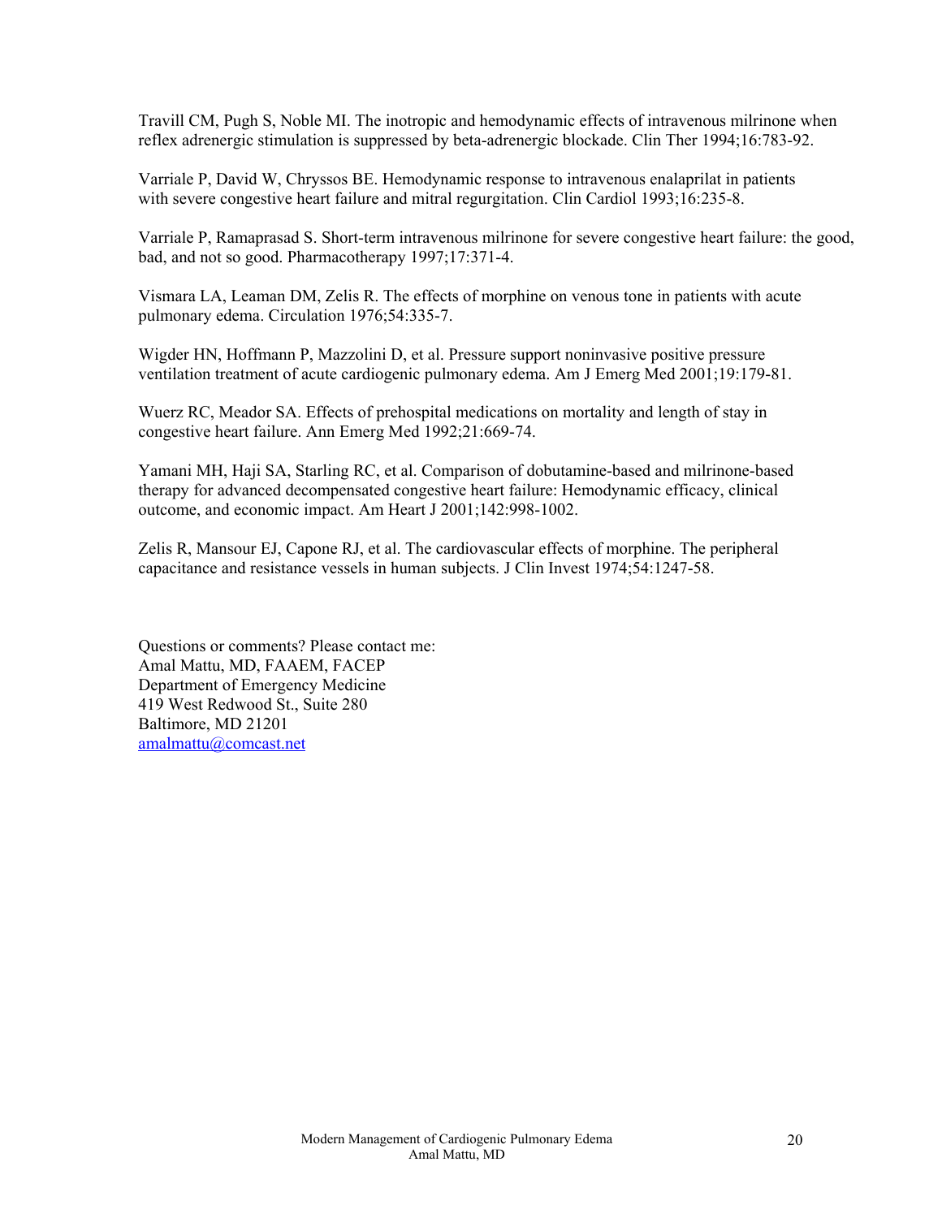Travill CM, Pugh S, Noble MI. The inotropic and hemodynamic effects of intravenous milrinone when reflex adrenergic stimulation is suppressed by beta-adrenergic blockade. Clin Ther 1994;16:783-92.

Varriale P, David W, Chryssos BE. Hemodynamic response to intravenous enalaprilat in patients with severe congestive heart failure and mitral regurgitation. Clin Cardiol 1993;16:235-8.

Varriale P, Ramaprasad S. Short-term intravenous milrinone for severe congestive heart failure: the good, bad, and not so good. Pharmacotherapy 1997;17:371-4.

Vismara LA, Leaman DM, Zelis R. The effects of morphine on venous tone in patients with acute pulmonary edema. Circulation 1976;54:335-7.

Wigder HN, Hoffmann P, Mazzolini D, et al. Pressure support noninvasive positive pressure ventilation treatment of acute cardiogenic pulmonary edema. Am J Emerg Med 2001;19:179-81.

Wuerz RC, Meador SA. Effects of prehospital medications on mortality and length of stay in congestive heart failure. Ann Emerg Med 1992;21:669-74.

Yamani MH, Haji SA, Starling RC, et al. Comparison of dobutamine-based and milrinone-based therapy for advanced decompensated congestive heart failure: Hemodynamic efficacy, clinical outcome, and economic impact. Am Heart J 2001;142:998-1002.

Zelis R, Mansour EJ, Capone RJ, et al. The cardiovascular effects of morphine. The peripheral capacitance and resistance vessels in human subjects. J Clin Invest 1974;54:1247-58.

Questions or comments? Please contact me:
Amal Mattu, MD, FAAEM, FACEP
Department of Emergency Medicine
419 West Redwood St., Suite 280
Baltimore, MD 21201
amalmattu@comcast.net